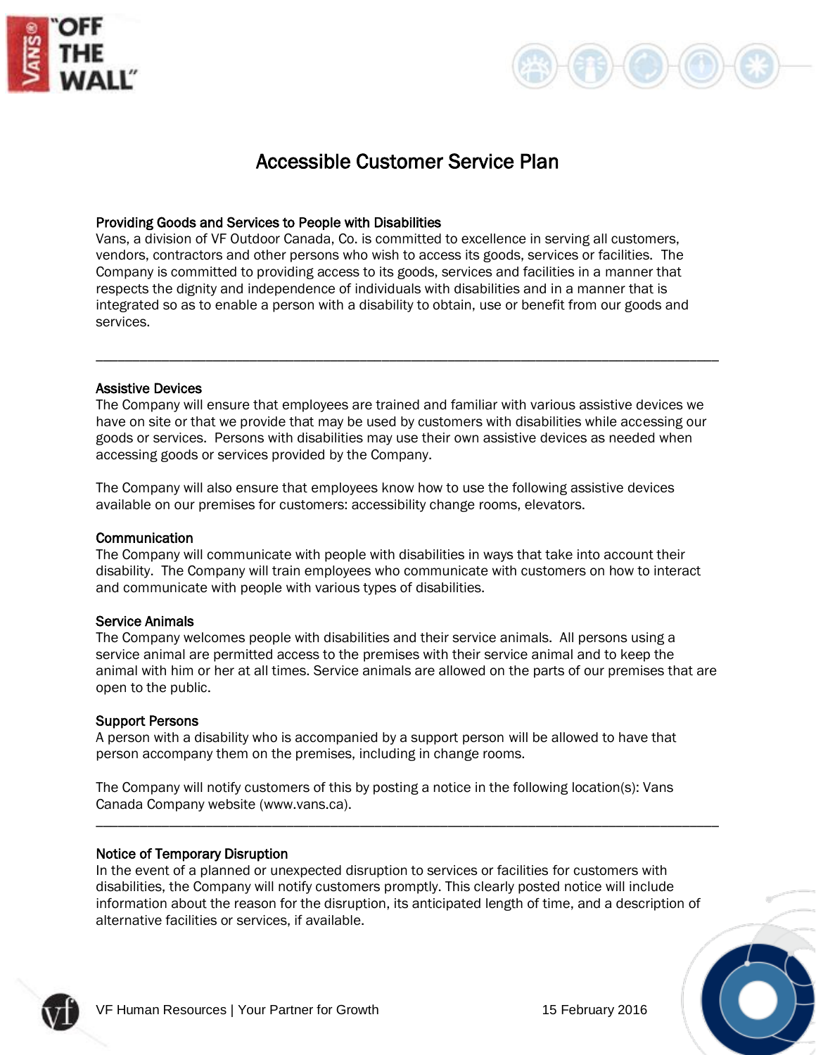# Accessible Customer Service Plan

## Providing Goods and Services to People with Disabilities

Vans, a division of VF Outdoor Canada, Co. is committed to excellence in serving all customers, vendors, contractors and other persons who wish to access its goods, services or facilities. The Company is committed to providing access to its goods, services and facilities in a manner that respects the dignity and independence of individuals with disabilities and in a manner that is integrated so as to enable a person with a disability to obtain, use or benefit from our goods and services.

---

## Assistive Devices

The Company will ensure that employees are trained and familiar with various assistive devices we have on site or that we provide that may be used by customers with disabilities while accessing our goods or services. Persons with disabilities may use their own assistive devices as needed when accessing goods or services provided by the Company.

The Company will also ensure that employees know how to use the following assistive devices available on our premises for customers: accessibility change rooms, elevators.

## Communication

The Company will communicate with people with disabilities in ways that take into account their disability. The Company will train employees who communicate with customers on how to interact and communicate with people with various types of disabilities.

## Service Animals

The Company welcomes people with disabilities and their service animals. All persons using a service animal are permitted access to the premises with their service animal and to keep the animal with him or her at all times. Service animals are allowed on the parts of our premises that are open to the public.

## Support Persons

A person with a disability who is accompanied by a support person will be allowed to have that person accompany them on the premises, including in change rooms.

The Company will notify customers of this by posting a notice in the following location(s): Vans Canada Company website (www.vans.ca).

---

## Notice of Temporary Disruption

In the event of a planned or unexpected disruption to services or facilities for customers with disabilities, the Company will notify customers promptly. This clearly posted notice will include information about the reason for the disruption, its anticipated length of time, and a description of alternative facilities or services, if available.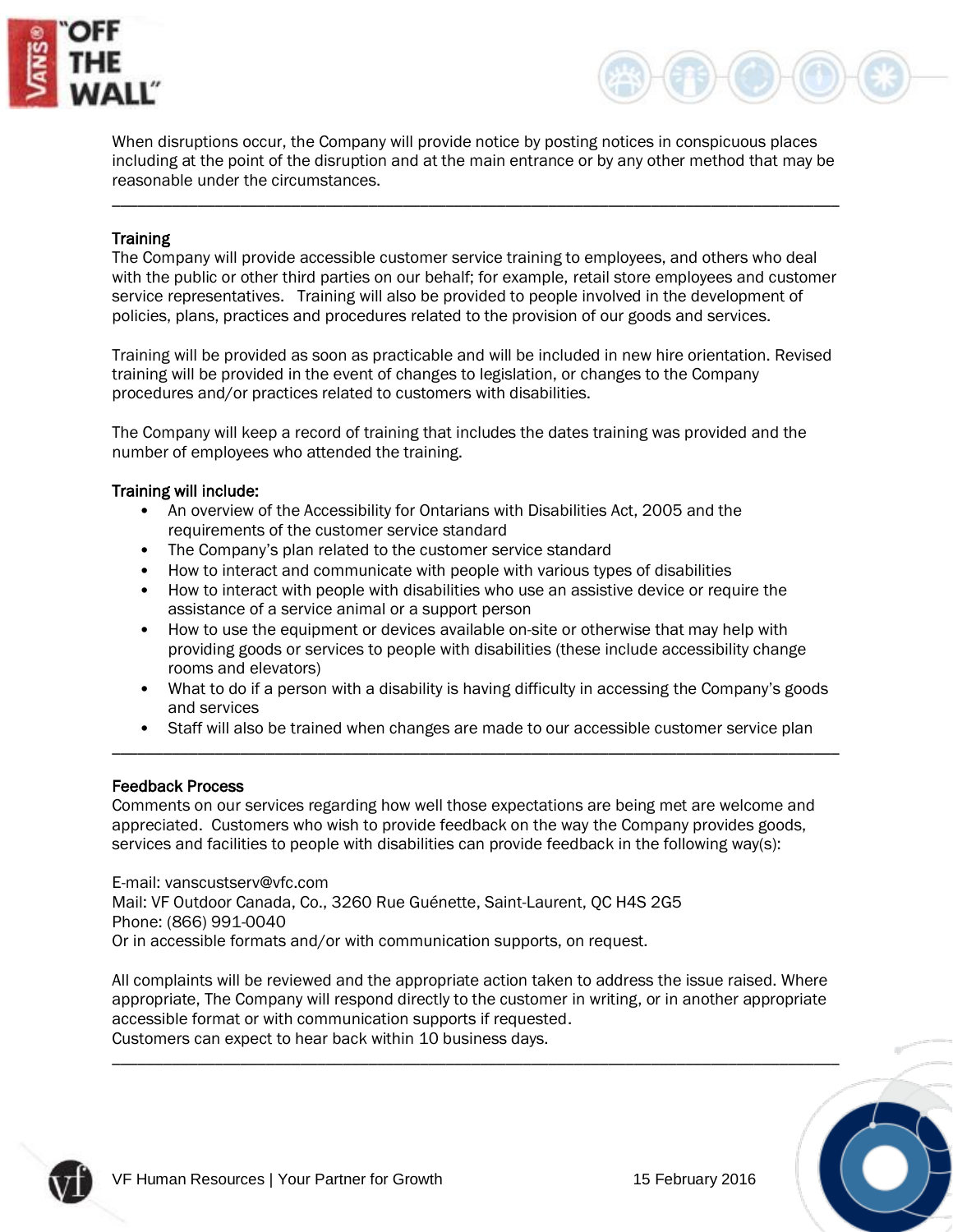When disruptions occur, the Company will provide notice by posting notices in conspicuous places including at the point of the disruption and at the main entrance or by any other method that may be reasonable under the circumstances.

---

## Training

The Company will provide accessible customer service training to employees, and others who deal with the public or other third parties on our behalf; for example, retail store employees and customer service representatives. Training will also be provided to people involved in the development of policies, plans, practices and procedures related to the provision of our goods and services.

Training will be provided as soon as practicable and will be included in new hire orientation. Revised training will be provided in the event of changes to legislation, or changes to the Company procedures and/or practices related to customers with disabilities.

The Company will keep a record of training that includes the dates training was provided and the number of employees who attended the training.

**Training will include:**

- An overview of the Accessibility for Ontarians with Disabilities Act, 2005 and the requirements of the customer service standard
- The Company's plan related to the customer service standard
- How to interact and communicate with people with various types of disabilities
- How to interact with people with disabilities who use an assistive device or require the assistance of a service animal or a support person
- How to use the equipment or devices available on-site or otherwise that may help with providing goods or services to people with disabilities (these include accessibility change rooms and elevators)
- What to do if a person with a disability is having difficulty in accessing the Company's goods and services
- Staff will also be trained when changes are made to our accessible customer service plan

---

## Feedback Process

Comments on our services regarding how well those expectations are being met are welcome and appreciated. Customers who wish to provide feedback on the way the Company provides goods, services and facilities to people with disabilities can provide feedback in the following way(s):

E-mail: vanscustserv@vfc.com
Mail: VF Outdoor Canada, Co., 3260 Rue Guénette, Saint-Laurent, QC H4S 2G5
Phone: (866) 991-0040
Or in accessible formats and/or with communication supports, on request.

All complaints will be reviewed and the appropriate action taken to address the issue raised. Where appropriate, The Company will respond directly to the customer in writing, or in another appropriate accessible format or with communication supports if requested.
Customers can expect to hear back within 10 business days.

---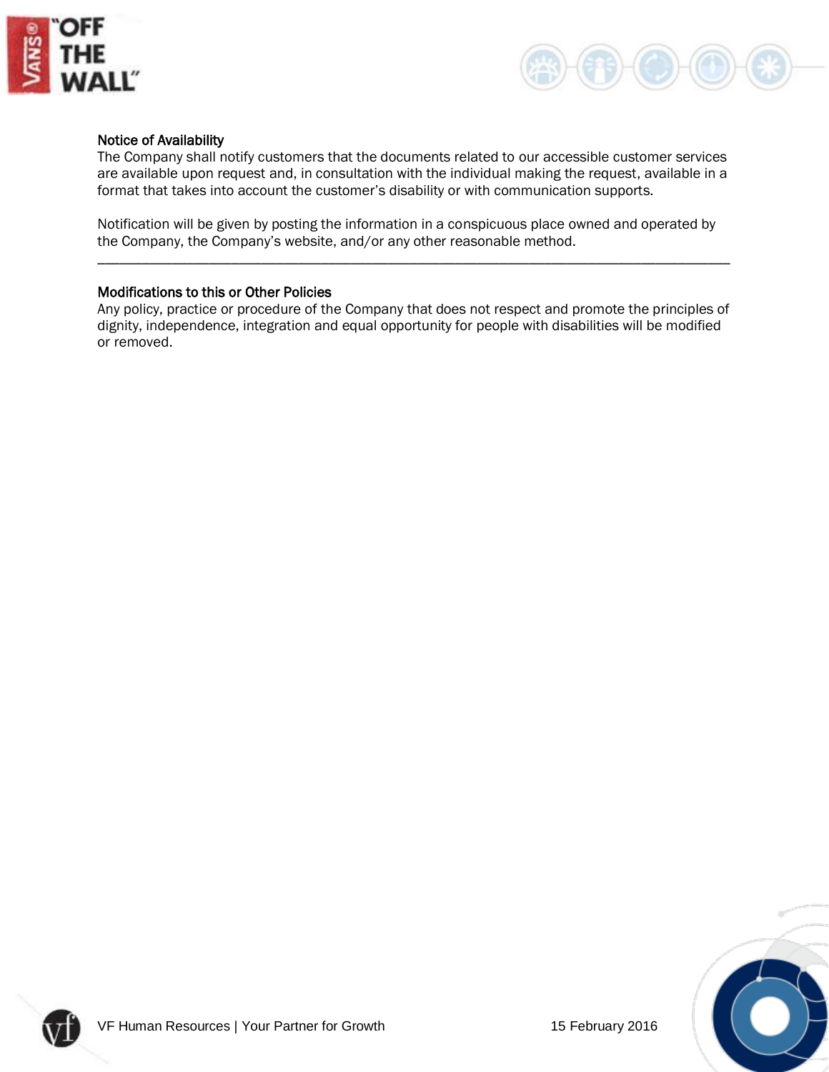## Notice of Availability

The Company shall notify customers that the documents related to our accessible customer services are available upon request and, in consultation with the individual making the request, available in a format that takes into account the customer's disability or with communication supports.

Notification will be given by posting the information in a conspicuous place owned and operated by the Company, the Company's website, and/or any other reasonable method.

---

## Modifications to this or Other Policies

Any policy, practice or procedure of the Company that does not respect and promote the principles of dignity, independence, integration and equal opportunity for people with disabilities will be modified or removed.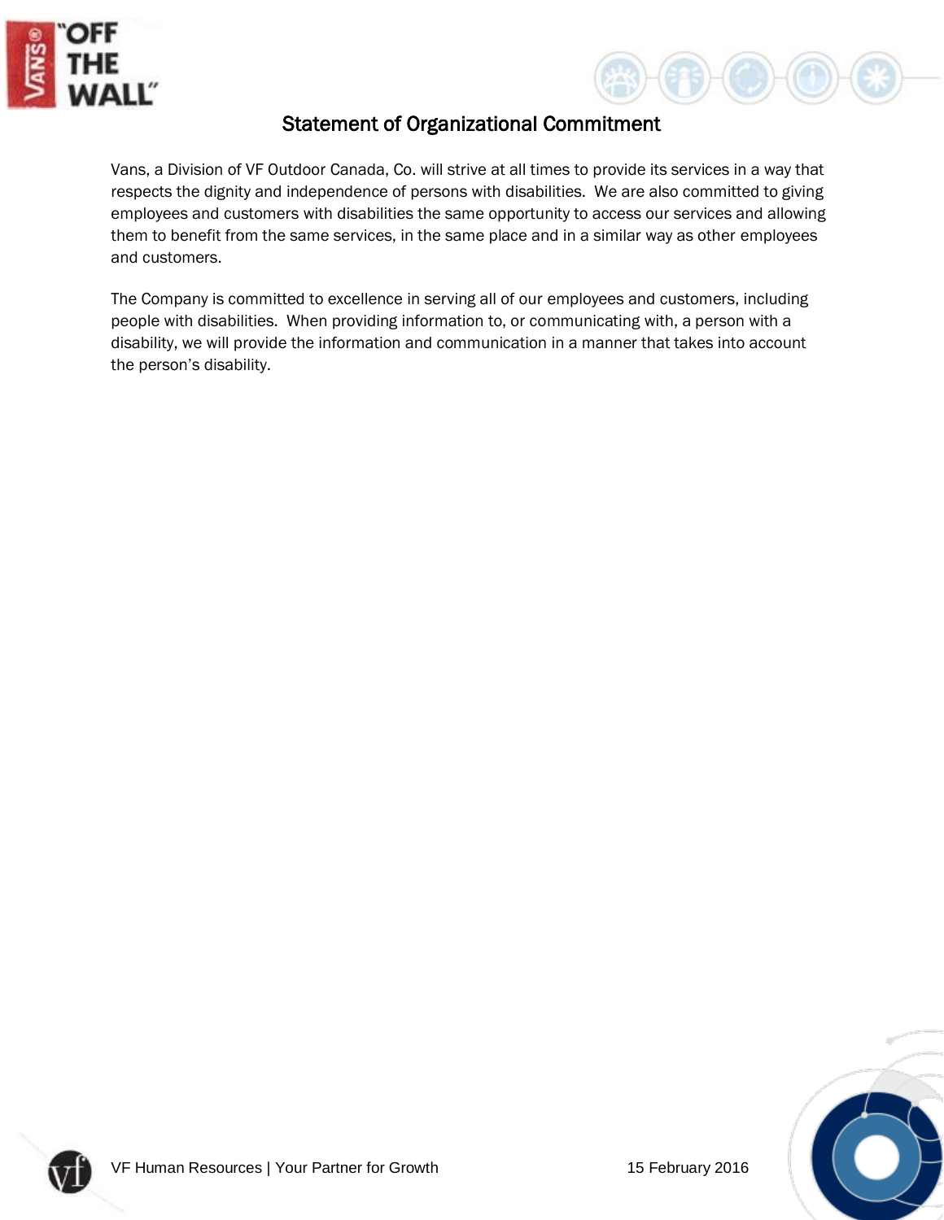## Statement of Organizational Commitment

Vans, a Division of VF Outdoor Canada, Co. will strive at all times to provide its services in a way that respects the dignity and independence of persons with disabilities. We are also committed to giving employees and customers with disabilities the same opportunity to access our services and allowing them to benefit from the same services, in the same place and in a similar way as other employees and customers.

The Company is committed to excellence in serving all of our employees and customers, including people with disabilities. When providing information to, or communicating with, a person with a disability, we will provide the information and communication in a manner that takes into account the person's disability.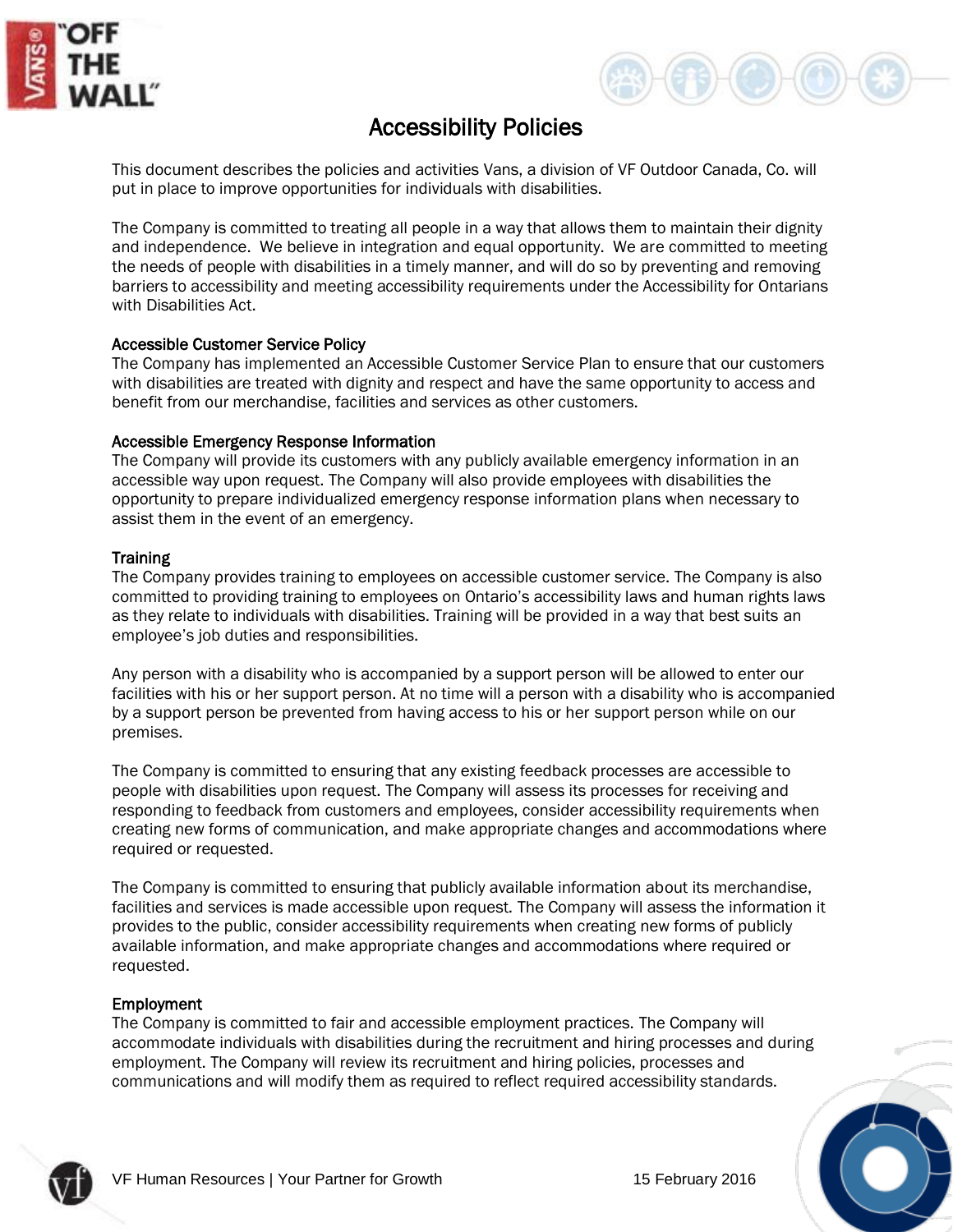# Accessibility Policies

This document describes the policies and activities Vans, a division of VF Outdoor Canada, Co. will put in place to improve opportunities for individuals with disabilities.

The Company is committed to treating all people in a way that allows them to maintain their dignity and independence. We believe in integration and equal opportunity. We are committed to meeting the needs of people with disabilities in a timely manner, and will do so by preventing and removing barriers to accessibility and meeting accessibility requirements under the Accessibility for Ontarians with Disabilities Act.

### Accessible Customer Service Policy

The Company has implemented an Accessible Customer Service Plan to ensure that our customers with disabilities are treated with dignity and respect and have the same opportunity to access and benefit from our merchandise, facilities and services as other customers.

### Accessible Emergency Response Information

The Company will provide its customers with any publicly available emergency information in an accessible way upon request. The Company will also provide employees with disabilities the opportunity to prepare individualized emergency response information plans when necessary to assist them in the event of an emergency.

### Training

The Company provides training to employees on accessible customer service. The Company is also committed to providing training to employees on Ontario's accessibility laws and human rights laws as they relate to individuals with disabilities. Training will be provided in a way that best suits an employee's job duties and responsibilities.

Any person with a disability who is accompanied by a support person will be allowed to enter our facilities with his or her support person. At no time will a person with a disability who is accompanied by a support person be prevented from having access to his or her support person while on our premises.

The Company is committed to ensuring that any existing feedback processes are accessible to people with disabilities upon request. The Company will assess its processes for receiving and responding to feedback from customers and employees, consider accessibility requirements when creating new forms of communication, and make appropriate changes and accommodations where required or requested.

The Company is committed to ensuring that publicly available information about its merchandise, facilities and services is made accessible upon request. The Company will assess the information it provides to the public, consider accessibility requirements when creating new forms of publicly available information, and make appropriate changes and accommodations where required or requested.

### Employment

The Company is committed to fair and accessible employment practices. The Company will accommodate individuals with disabilities during the recruitment and hiring processes and during employment. The Company will review its recruitment and hiring policies, processes and communications and will modify them as required to reflect required accessibility standards.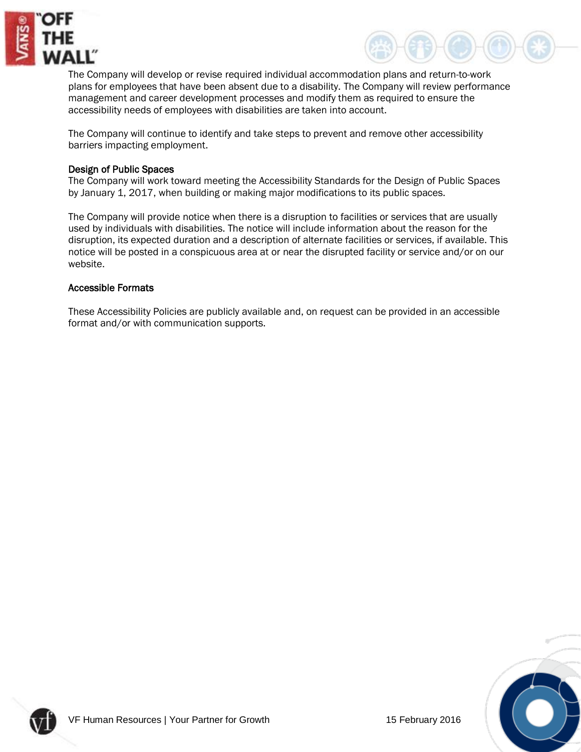The Company will develop or revise required individual accommodation plans and return-to-work plans for employees that have been absent due to a disability. The Company will review performance management and career development processes and modify them as required to ensure the accessibility needs of employees with disabilities are taken into account.

The Company will continue to identify and take steps to prevent and remove other accessibility barriers impacting employment.

### Design of Public Spaces

The Company will work toward meeting the Accessibility Standards for the Design of Public Spaces by January 1, 2017, when building or making major modifications to its public spaces.

The Company will provide notice when there is a disruption to facilities or services that are usually used by individuals with disabilities. The notice will include information about the reason for the disruption, its expected duration and a description of alternate facilities or services, if available. This notice will be posted in a conspicuous area at or near the disrupted facility or service and/or on our website.

### Accessible Formats

These Accessibility Policies are publicly available and, on request can be provided in an accessible format and/or with communication supports.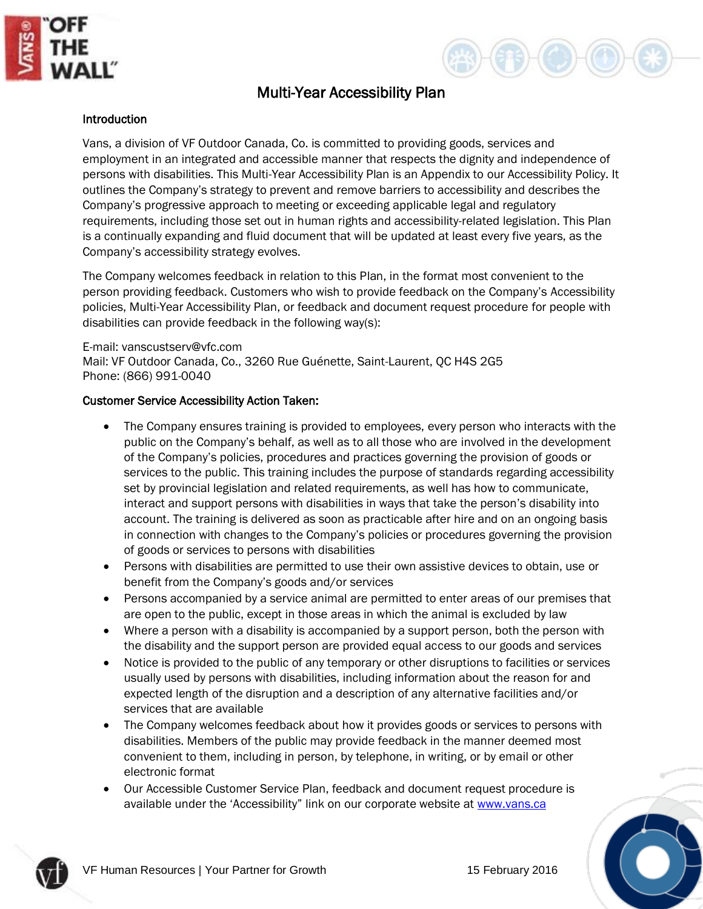# Multi-Year Accessibility Plan

## Introduction

Vans, a division of VF Outdoor Canada, Co. is committed to providing goods, services and employment in an integrated and accessible manner that respects the dignity and independence of persons with disabilities. This Multi-Year Accessibility Plan is an Appendix to our Accessibility Policy. It outlines the Company's strategy to prevent and remove barriers to accessibility and describes the Company's progressive approach to meeting or exceeding applicable legal and regulatory requirements, including those set out in human rights and accessibility-related legislation. This Plan is a continually expanding and fluid document that will be updated at least every five years, as the Company's accessibility strategy evolves.

The Company welcomes feedback in relation to this Plan, in the format most convenient to the person providing feedback. Customers who wish to provide feedback on the Company's Accessibility policies, Multi-Year Accessibility Plan, or feedback and document request procedure for people with disabilities can provide feedback in the following way(s):

E-mail: vanscustserv@vfc.com
Mail: VF Outdoor Canada, Co., 3260 Rue Guénette, Saint-Laurent, QC H4S 2G5
Phone: (866) 991-0040

## Customer Service Accessibility Action Taken:

- The Company ensures training is provided to employees, every person who interacts with the public on the Company's behalf, as well as to all those who are involved in the development of the Company's policies, procedures and practices governing the provision of goods or services to the public. This training includes the purpose of standards regarding accessibility set by provincial legislation and related requirements, as well has how to communicate, interact and support persons with disabilities in ways that take the person's disability into account. The training is delivered as soon as practicable after hire and on an ongoing basis in connection with changes to the Company's policies or procedures governing the provision of goods or services to persons with disabilities
- Persons with disabilities are permitted to use their own assistive devices to obtain, use or benefit from the Company's goods and/or services
- Persons accompanied by a service animal are permitted to enter areas of our premises that are open to the public, except in those areas in which the animal is excluded by law
- Where a person with a disability is accompanied by a support person, both the person with the disability and the support person are provided equal access to our goods and services
- Notice is provided to the public of any temporary or other disruptions to facilities or services usually used by persons with disabilities, including information about the reason for and expected length of the disruption and a description of any alternative facilities and/or services that are available
- The Company welcomes feedback about how it provides goods or services to persons with disabilities. Members of the public may provide feedback in the manner deemed most convenient to them, including in person, by telephone, in writing, or by email or other electronic format
- Our Accessible Customer Service Plan, feedback and document request procedure is available under the 'Accessibility" link on our corporate website at [www.vans.ca](www.vans.ca)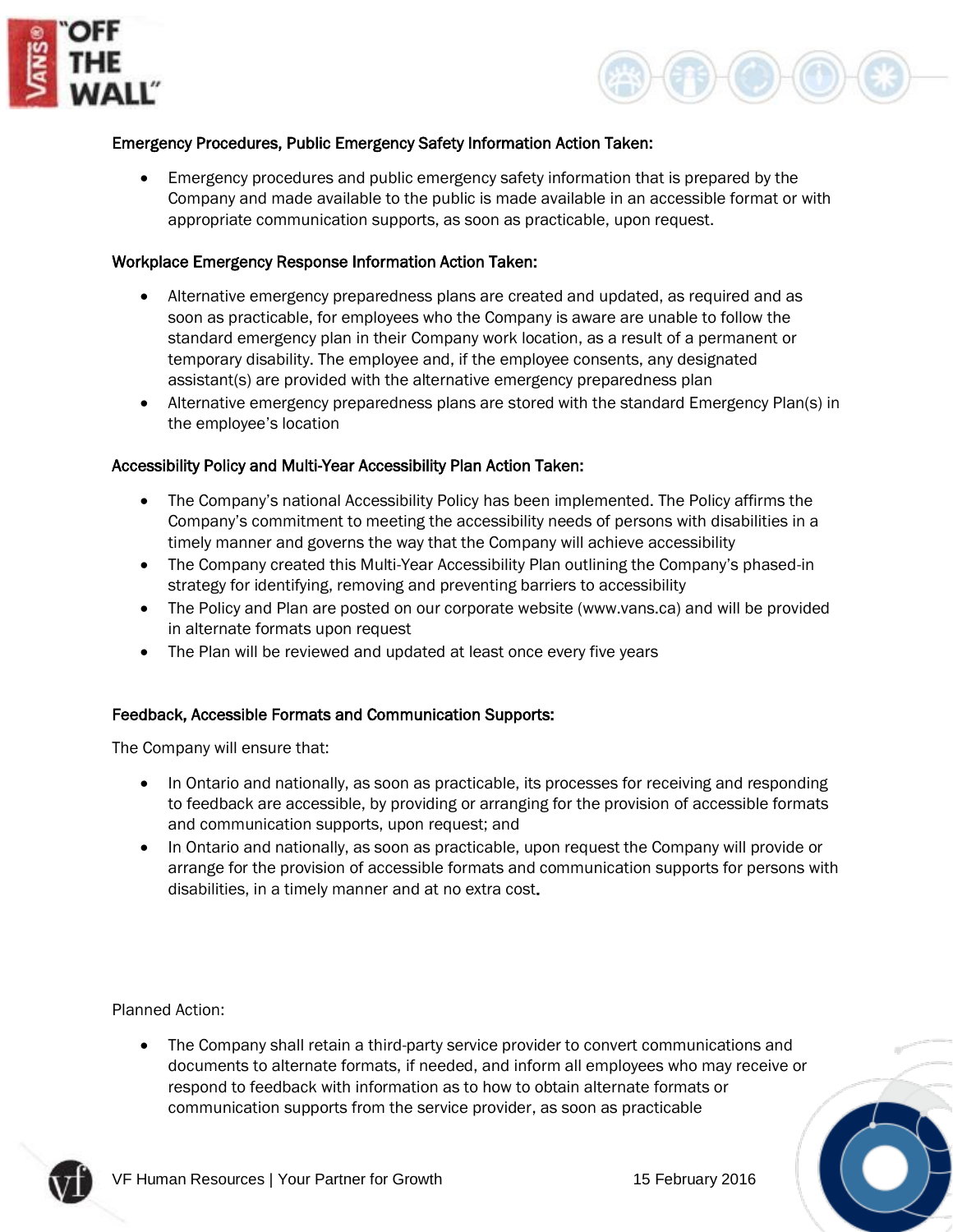**Emergency Procedures, Public Emergency Safety Information Action Taken:**

- Emergency procedures and public emergency safety information that is prepared by the Company and made available to the public is made available in an accessible format or with appropriate communication supports, as soon as practicable, upon request.

**Workplace Emergency Response Information Action Taken:**

- Alternative emergency preparedness plans are created and updated, as required and as soon as practicable, for employees who the Company is aware are unable to follow the standard emergency plan in their Company work location, as a result of a permanent or temporary disability. The employee and, if the employee consents, any designated assistant(s) are provided with the alternative emergency preparedness plan
- Alternative emergency preparedness plans are stored with the standard Emergency Plan(s) in the employee's location

**Accessibility Policy and Multi-Year Accessibility Plan Action Taken:**

- The Company's national Accessibility Policy has been implemented. The Policy affirms the Company's commitment to meeting the accessibility needs of persons with disabilities in a timely manner and governs the way that the Company will achieve accessibility
- The Company created this Multi-Year Accessibility Plan outlining the Company's phased-in strategy for identifying, removing and preventing barriers to accessibility
- The Policy and Plan are posted on our corporate website (www.vans.ca) and will be provided in alternate formats upon request
- The Plan will be reviewed and updated at least once every five years

**Feedback, Accessible Formats and Communication Supports:**

The Company will ensure that:

- In Ontario and nationally, as soon as practicable, its processes for receiving and responding to feedback are accessible, by providing or arranging for the provision of accessible formats and communication supports, upon request; and
- In Ontario and nationally, as soon as practicable, upon request the Company will provide or arrange for the provision of accessible formats and communication supports for persons with disabilities, in a timely manner and at no extra cost.

Planned Action:

- The Company shall retain a third-party service provider to convert communications and documents to alternate formats, if needed, and inform all employees who may receive or respond to feedback with information as to how to obtain alternate formats or communication supports from the service provider, as soon as practicable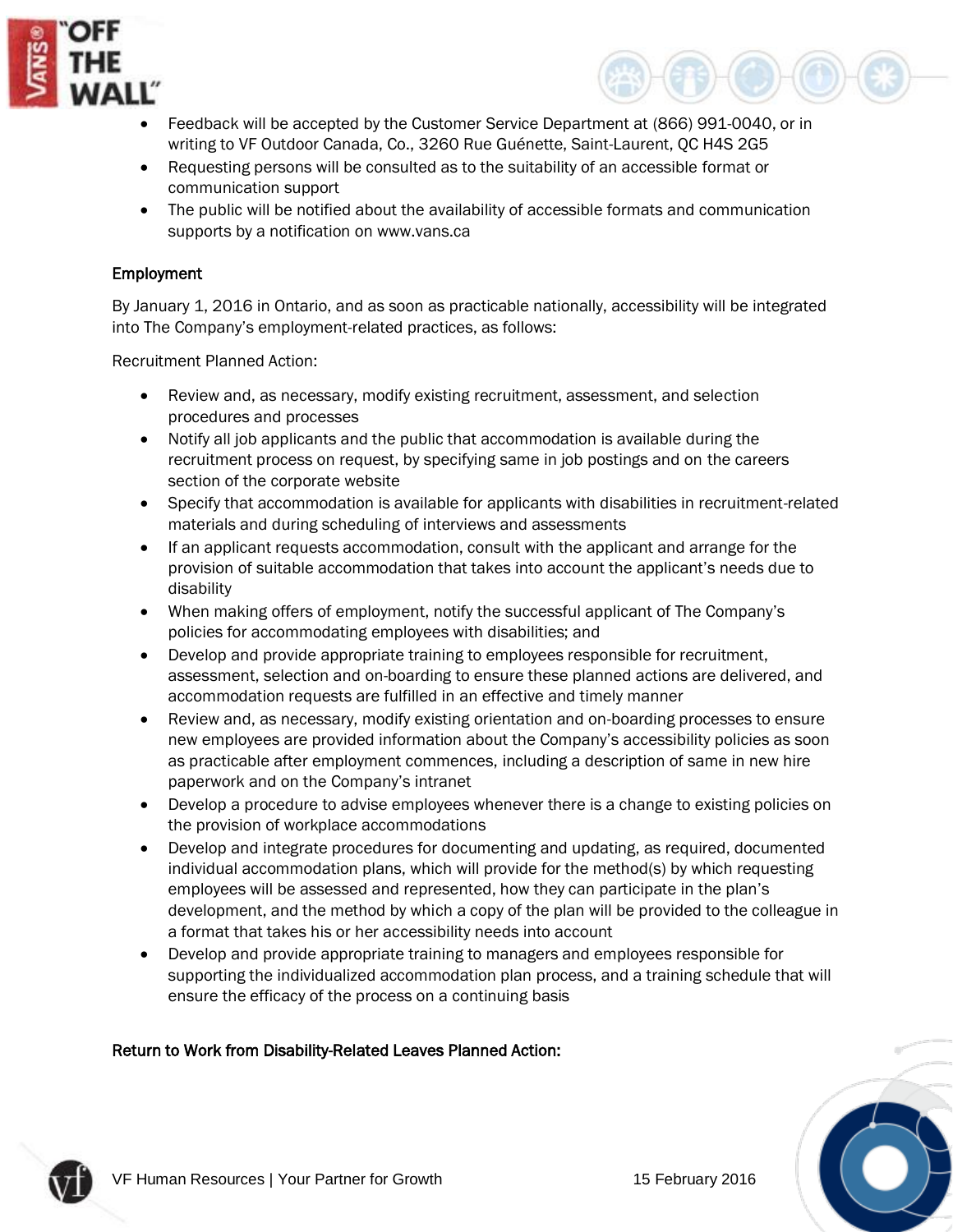- Feedback will be accepted by the Customer Service Department at (866) 991-0040, or in writing to VF Outdoor Canada, Co., 3260 Rue Guénette, Saint-Laurent, QC H4S 2G5
- Requesting persons will be consulted as to the suitability of an accessible format or communication support
- The public will be notified about the availability of accessible formats and communication supports by a notification on www.vans.ca

## Employment

By January 1, 2016 in Ontario, and as soon as practicable nationally, accessibility will be integrated into The Company's employment-related practices, as follows:

Recruitment Planned Action:

- Review and, as necessary, modify existing recruitment, assessment, and selection procedures and processes
- Notify all job applicants and the public that accommodation is available during the recruitment process on request, by specifying same in job postings and on the careers section of the corporate website
- Specify that accommodation is available for applicants with disabilities in recruitment-related materials and during scheduling of interviews and assessments
- If an applicant requests accommodation, consult with the applicant and arrange for the provision of suitable accommodation that takes into account the applicant's needs due to disability
- When making offers of employment, notify the successful applicant of The Company's policies for accommodating employees with disabilities; and
- Develop and provide appropriate training to employees responsible for recruitment, assessment, selection and on-boarding to ensure these planned actions are delivered, and accommodation requests are fulfilled in an effective and timely manner
- Review and, as necessary, modify existing orientation and on-boarding processes to ensure new employees are provided information about the Company's accessibility policies as soon as practicable after employment commences, including a description of same in new hire paperwork and on the Company's intranet
- Develop a procedure to advise employees whenever there is a change to existing policies on the provision of workplace accommodations
- Develop and integrate procedures for documenting and updating, as required, documented individual accommodation plans, which will provide for the method(s) by which requesting employees will be assessed and represented, how they can participate in the plan's development, and the method by which a copy of the plan will be provided to the colleague in a format that takes his or her accessibility needs into account
- Develop and provide appropriate training to managers and employees responsible for supporting the individualized accommodation plan process, and a training schedule that will ensure the efficacy of the process on a continuing basis

## Return to Work from Disability-Related Leaves Planned Action: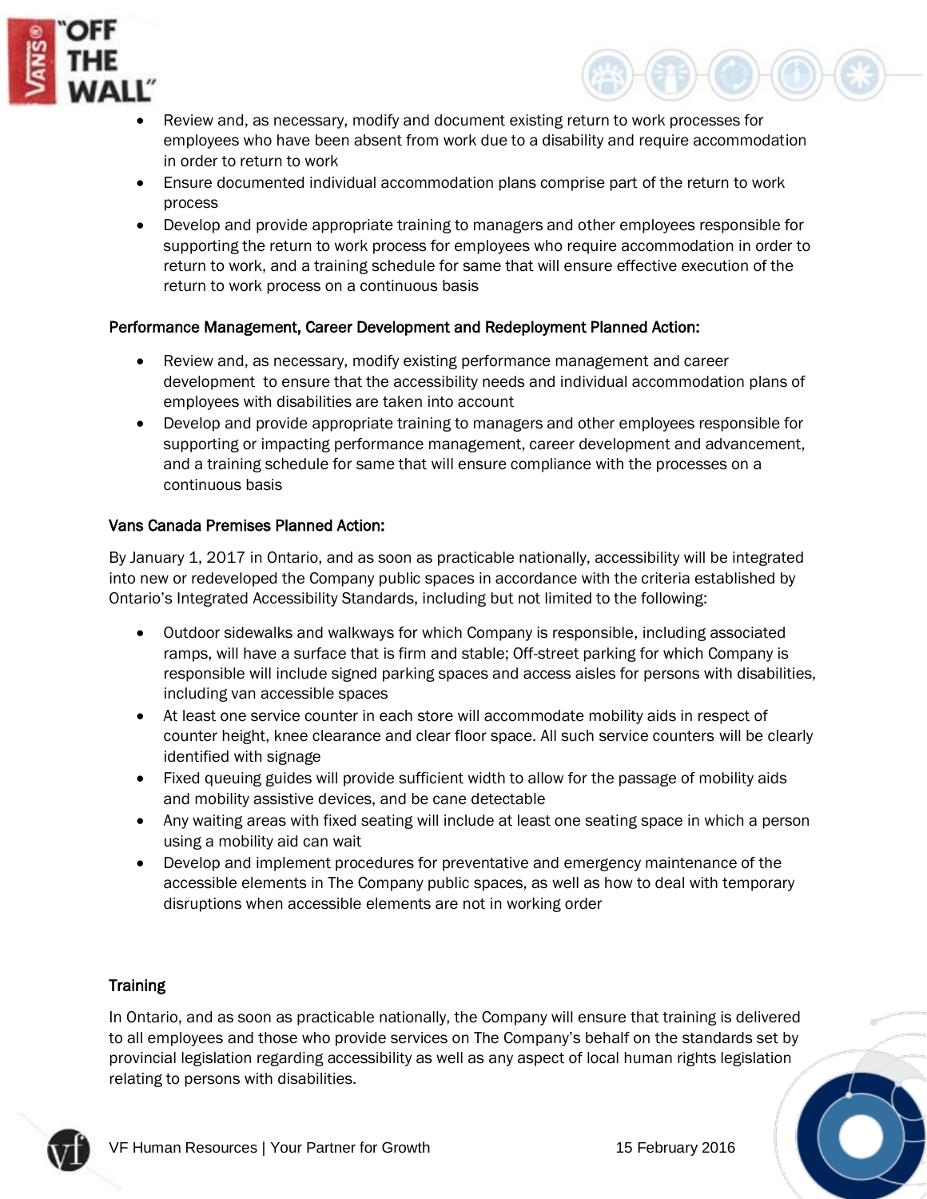- Review and, as necessary, modify and document existing return to work processes for employees who have been absent from work due to a disability and require accommodation in order to return to work
- Ensure documented individual accommodation plans comprise part of the return to work process
- Develop and provide appropriate training to managers and other employees responsible for supporting the return to work process for employees who require accommodation in order to return to work, and a training schedule for same that will ensure effective execution of the return to work process on a continuous basis

**Performance Management, Career Development and Redeployment Planned Action:**

- Review and, as necessary, modify existing performance management and career development to ensure that the accessibility needs and individual accommodation plans of employees with disabilities are taken into account
- Develop and provide appropriate training to managers and other employees responsible for supporting or impacting performance management, career development and advancement, and a training schedule for same that will ensure compliance with the processes on a continuous basis

**Vans Canada Premises Planned Action:**

By January 1, 2017 in Ontario, and as soon as practicable nationally, accessibility will be integrated into new or redeveloped the Company public spaces in accordance with the criteria established by Ontario's Integrated Accessibility Standards, including but not limited to the following:

- Outdoor sidewalks and walkways for which Company is responsible, including associated ramps, will have a surface that is firm and stable; Off-street parking for which Company is responsible will include signed parking spaces and access aisles for persons with disabilities, including van accessible spaces
- At least one service counter in each store will accommodate mobility aids in respect of counter height, knee clearance and clear floor space. All such service counters will be clearly identified with signage
- Fixed queuing guides will provide sufficient width to allow for the passage of mobility aids and mobility assistive devices, and be cane detectable
- Any waiting areas with fixed seating will include at least one seating space in which a person using a mobility aid can wait
- Develop and implement procedures for preventative and emergency maintenance of the accessible elements in The Company public spaces, as well as how to deal with temporary disruptions when accessible elements are not in working order

## Training

In Ontario, and as soon as practicable nationally, the Company will ensure that training is delivered to all employees and those who provide services on The Company's behalf on the standards set by provincial legislation regarding accessibility as well as any aspect of local human rights legislation relating to persons with disabilities.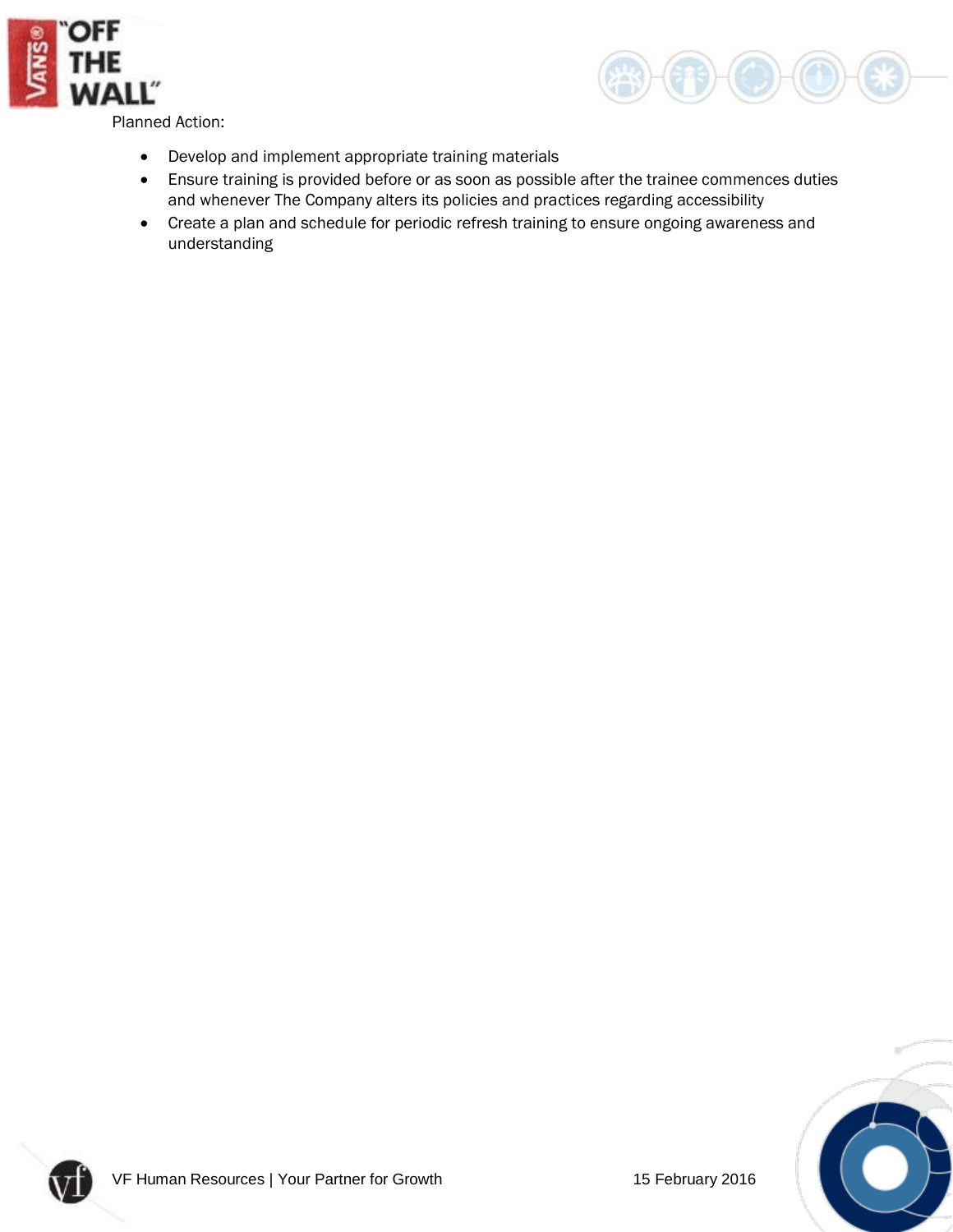Planned Action:

- Develop and implement appropriate training materials
- Ensure training is provided before or as soon as possible after the trainee commences duties and whenever The Company alters its policies and practices regarding accessibility
- Create a plan and schedule for periodic refresh training to ensure ongoing awareness and understanding